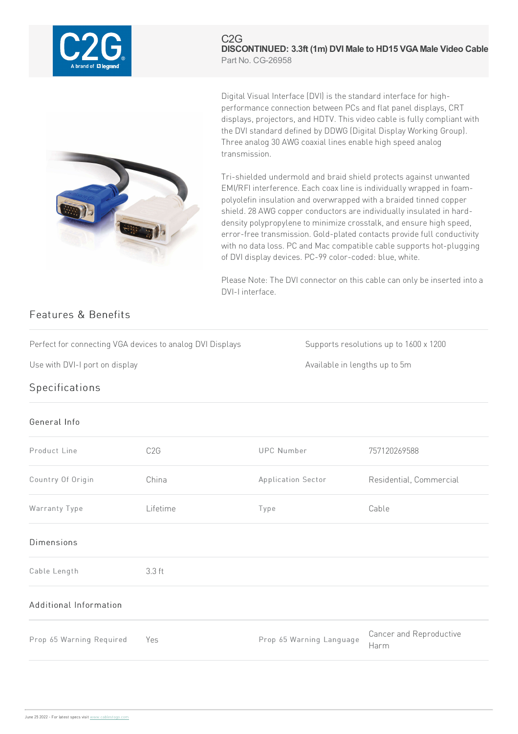C2G

# DISCONTINUED: 3.3ft (1m) DVI Male to HD15 VGA Male Video Cable

Part No. CG-26958

Digital Visual Interface (DVI) is the standard interface for high-performance connection between PCs and flat panel displays, CRT displays, projectors, and HDTV. This video cable is fully compliant with the DVI standard defined by DDWG (Digital Display Working Group). Three analog 30 AWG coaxial lines enable high speed analog transmission.

Tri-shielded undermold and braid shield protects against unwanted EMI/RFI interference. Each coax line is individually wrapped in foam-polyolefin insulation and overwrapped with a braided tinned copper shield. 28 AWG copper conductors are individually insulated in hard-density polypropylene to minimize crosstalk, and ensure high speed, error-free transmission. Gold-plated contacts provide full conductivity with no data loss. PC and Mac compatible cable supports hot-plugging of DVI display devices. PC-99 color-coded: blue, white.

Please Note: The DVI connector on this cable can only be inserted into a DVI-I interface.

## Features & Benefits

- Perfect for connecting VGA devices to analog DVI Displays
- Supports resolutions up to 1600 x 1200
- Use with DVI-I port on display
- Available in lengths up to 5m

## Specifications

### General Info

| | | | |
|---|---|---|---|
| Product Line | C2G | UPC Number | 757120269588 |
| Country Of Origin | China | Application Sector | Residential, Commercial |
| Warranty Type | Lifetime | Type | Cable |

### Dimensions

| | |
|---|---|
| Cable Length | 3.3 ft |

### Additional Information

| | | | |
|---|---|---|---|
| Prop 65 Warning Required | Yes | Prop 65 Warning Language | Cancer and Reproductive Harm |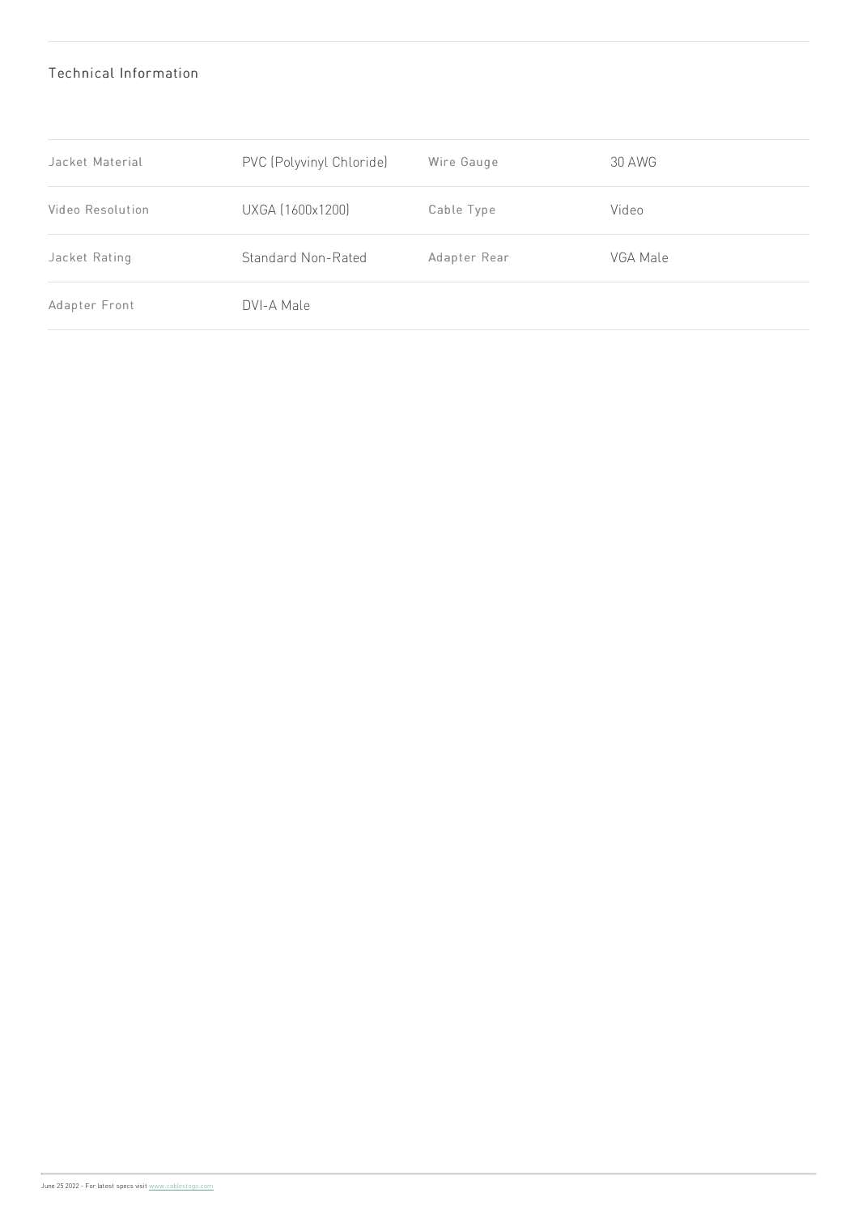## Technical Information

| | | | |
|---|---|---|---|
| Jacket Material | PVC (Polyvinyl Chloride) | Wire Gauge | 30 AWG |
| Video Resolution | UXGA (1600x1200) | Cable Type | Video |
| Jacket Rating | Standard Non-Rated | Adapter Rear | VGA Male |
| Adapter Front | DVI-A Male | | |